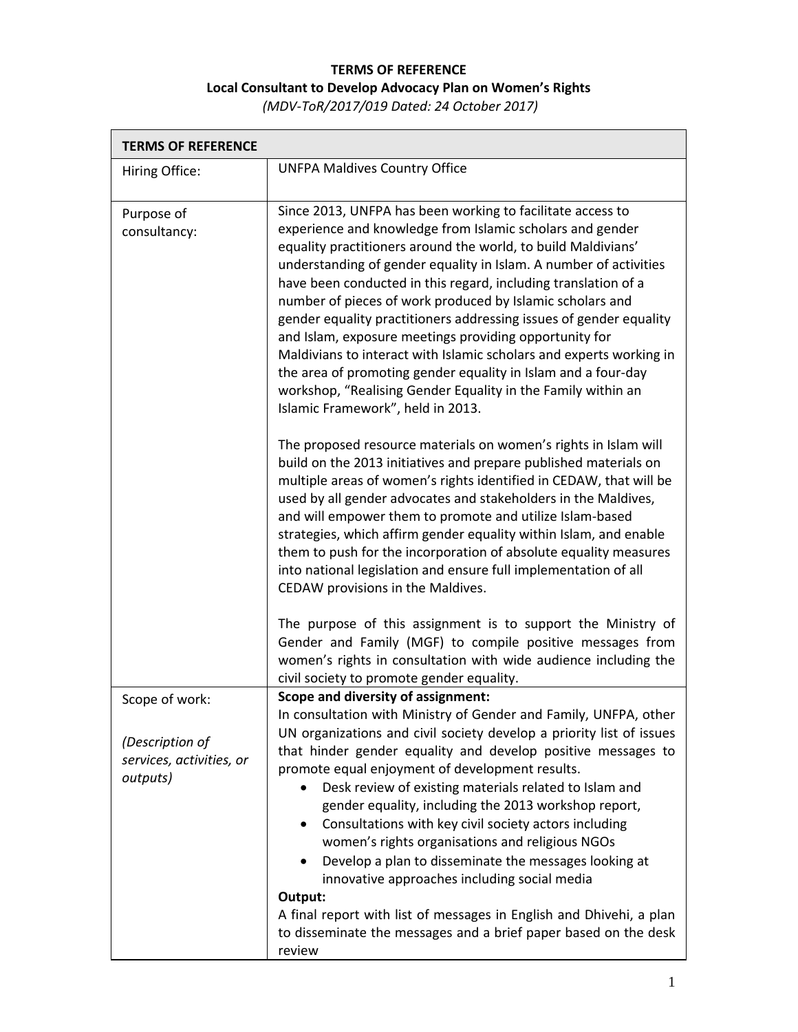# TERMS OF REFERENCE

## Local Consultant to Develop Advocacy Plan on Women's Rights

*(MDV-ToR/2017/019 Dated: 24 October 2017)*

| **TERMS OF REFERENCE** | |
|---|---|
| Hiring Office: | UNFPA Maldives Country Office |
| Purpose of consultancy: | Since 2013, UNFPA has been working to facilitate access to experience and knowledge from Islamic scholars and gender equality practitioners around the world, to build Maldivians' understanding of gender equality in Islam. A number of activities have been conducted in this regard, including translation of a number of pieces of work produced by Islamic scholars and gender equality practitioners addressing issues of gender equality and Islam, exposure meetings providing opportunity for Maldivians to interact with Islamic scholars and experts working in the area of promoting gender equality in Islam and a four-day workshop, "Realising Gender Equality in the Family within an Islamic Framework", held in 2013.<br><br>The proposed resource materials on women's rights in Islam will build on the 2013 initiatives and prepare published materials on multiple areas of women's rights identified in CEDAW, that will be used by all gender advocates and stakeholders in the Maldives, and will empower them to promote and utilize Islam-based strategies, which affirm gender equality within Islam, and enable them to push for the incorporation of absolute equality measures into national legislation and ensure full implementation of all CEDAW provisions in the Maldives.<br><br>The purpose of this assignment is to support the Ministry of Gender and Family (MGF) to compile positive messages from women's rights in consultation with wide audience including the civil society to promote gender equality. |
| Scope of work:<br><br>*(Description of services, activities, or outputs)* | **Scope and diversity of assignment:**<br>In consultation with Ministry of Gender and Family, UNFPA, other UN organizations and civil society develop a priority list of issues that hinder gender equality and develop positive messages to promote equal enjoyment of development results.<br>• Desk review of existing materials related to Islam and gender equality, including the 2013 workshop report,<br>• Consultations with key civil society actors including women's rights organisations and religious NGOs<br>• Develop a plan to disseminate the messages looking at innovative approaches including social media<br>**Output:**<br>A final report with list of messages in English and Dhivehi, a plan to disseminate the messages and a brief paper based on the desk review |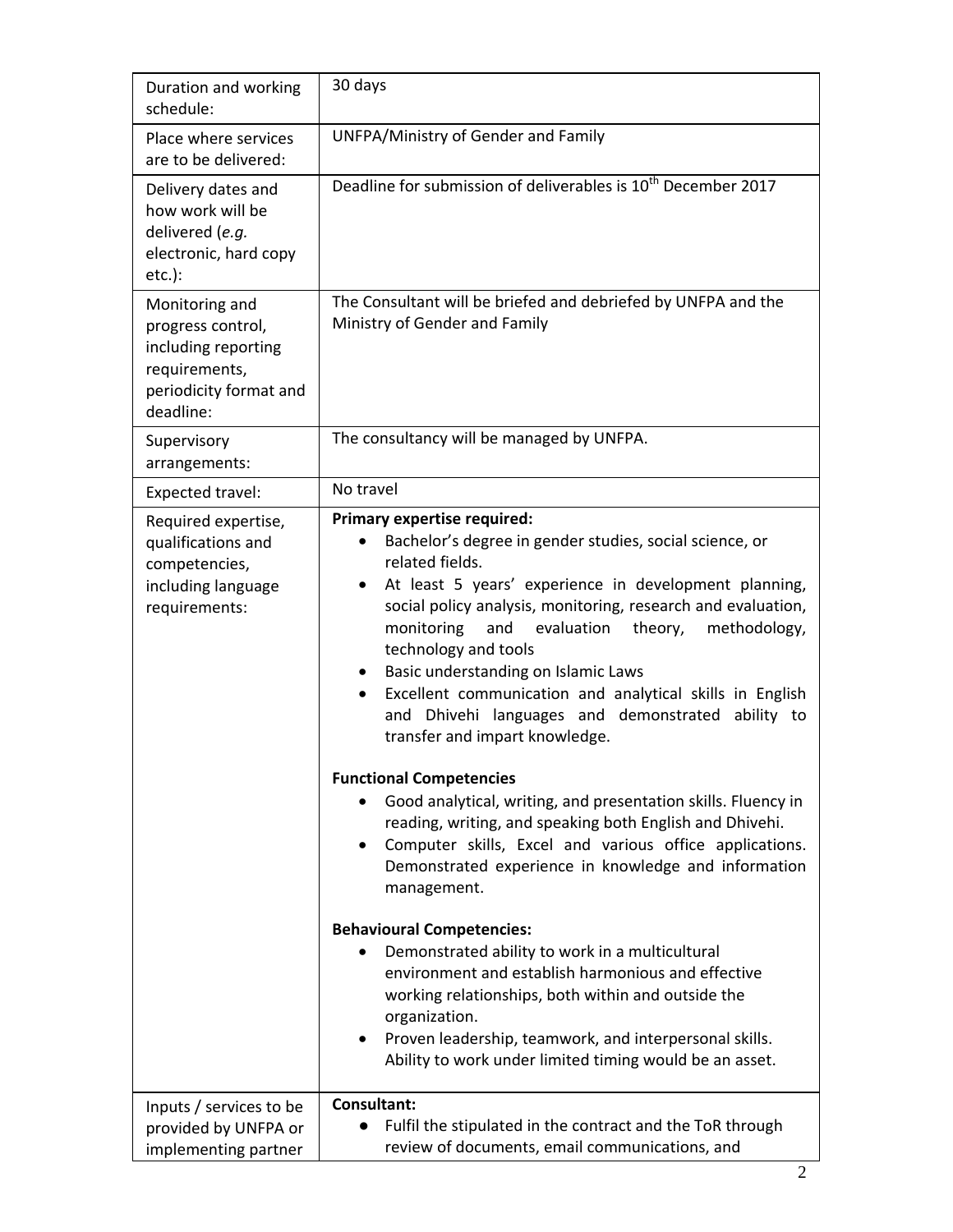| | |
|---|---|
| Duration and working schedule: | 30 days |
| Place where services are to be delivered: | UNFPA/Ministry of Gender and Family |
| Delivery dates and how work will be delivered (*e.g.* electronic, hard copy etc.): | Deadline for submission of deliverables is 10th December 2017 |
| Monitoring and progress control, including reporting requirements, periodicity format and deadline: | The Consultant will be briefed and debriefed by UNFPA and the Ministry of Gender and Family |
| Supervisory arrangements: | The consultancy will be managed by UNFPA. |
| Expected travel: | No travel |
| Required expertise, qualifications and competencies, including language requirements: | **Primary expertise required:**<br>• Bachelor's degree in gender studies, social science, or related fields.<br>• At least 5 years' experience in development planning, social policy analysis, monitoring, research and evaluation, monitoring and evaluation theory, methodology, technology and tools<br>• Basic understanding on Islamic Laws<br>• Excellent communication and analytical skills in English and Dhivehi languages and demonstrated ability to transfer and impart knowledge.<br><br>**Functional Competencies**<br>• Good analytical, writing, and presentation skills. Fluency in reading, writing, and speaking both English and Dhivehi.<br>• Computer skills, Excel and various office applications. Demonstrated experience in knowledge and information management.<br><br>**Behavioural Competencies:**<br>• Demonstrated ability to work in a multicultural environment and establish harmonious and effective working relationships, both within and outside the organization.<br>• Proven leadership, teamwork, and interpersonal skills. Ability to work under limited timing would be an asset. |
| Inputs / services to be provided by UNFPA or implementing partner | **Consultant:**<br>• Fulfil the stipulated in the contract and the ToR through review of documents, email communications, and |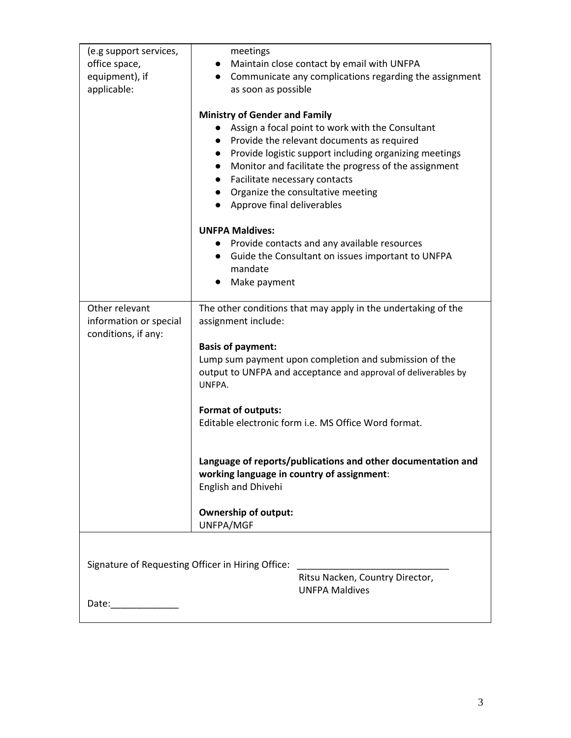| | |
|---|---|
| (e.g support services, office space, equipment), if applicable: | meetings<br>● Maintain close contact by email with UNFPA<br>● Communicate any complications regarding the assignment as soon as possible<br><br>**Ministry of Gender and Family**<br>● Assign a focal point to work with the Consultant<br>● Provide the relevant documents as required<br>● Provide logistic support including organizing meetings<br>● Monitor and facilitate the progress of the assignment<br>● Facilitate necessary contacts<br>● Organize the consultative meeting<br>● Approve final deliverables<br><br>**UNFPA Maldives:**<br>● Provide contacts and any available resources<br>● Guide the Consultant on issues important to UNFPA mandate<br>● Make payment |
| Other relevant information or special conditions, if any: | The other conditions that may apply in the undertaking of the assignment include:<br><br>**Basis of payment:**<br>Lump sum payment upon completion and submission of the output to UNFPA and acceptance and approval of deliverables by UNFPA.<br><br>**Format of outputs:**<br>Editable electronic form i.e. MS Office Word format.<br><br>**Language of reports/publications and other documentation and working language in country of assignment**:<br>English and Dhivehi<br><br>**Ownership of output:**<br>UNFPA/MGF |

Signature of Requesting Officer in Hiring Office: ____________________________

Ritsu Nacken, Country Director,
UNFPA Maldives

Date:_____________